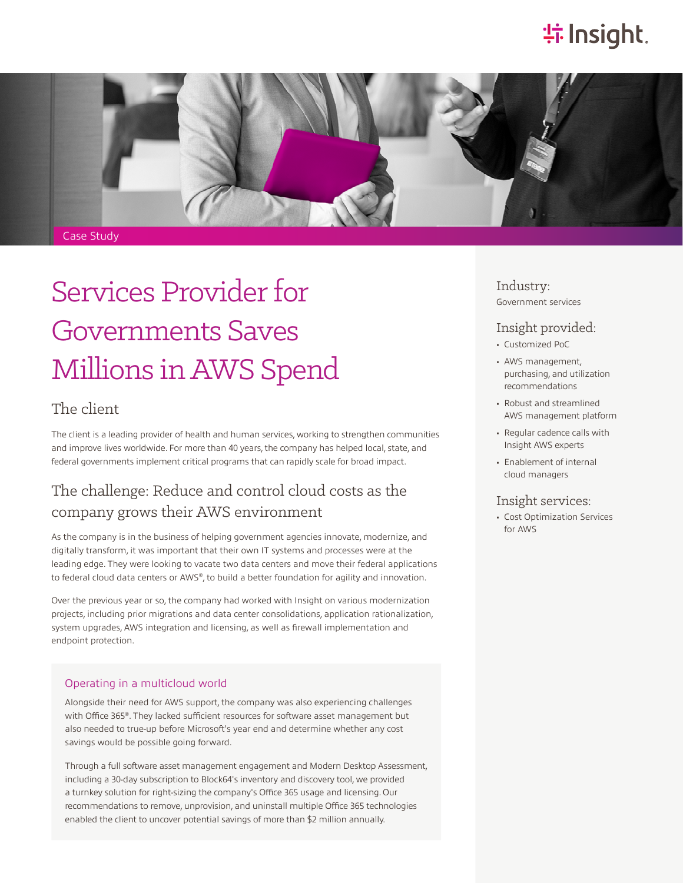Case Study

# Services Provider for Governments Saves Millions in AWS Spend

## The client

The client is a leading provider of health and human services, working to strengthen communities and improve lives worldwide. For more than 40 years, the company has helped local, state, and federal governments implement critical programs that can rapidly scale for broad impact.

## The challenge: Reduce and control cloud costs as the company grows their AWS environment

As the company is in the business of helping government agencies innovate, modernize, and digitally transform, it was important that their own IT systems and processes were at the leading edge. They were looking to vacate two data centers and move their federal applications to federal cloud data centers or AWS®, to build a better foundation for agility and innovation.

Over the previous year or so, the company had worked with Insight on various modernization projects, including prior migrations and data center consolidations, application rationalization, system upgrades, AWS integration and licensing, as well as firewall implementation and endpoint protection.

### Operating in a multicloud world

Alongside their need for AWS support, the company was also experiencing challenges with Office 365®. They lacked sufficient resources for software asset management but also needed to true-up before Microsoft's year end and determine whether any cost savings would be possible going forward.

Through a full software asset management engagement and Modern Desktop Assessment, including a 30-day subscription to Block64's inventory and discovery tool, we provided a turnkey solution for right-sizing the company's Office 365 usage and licensing. Our recommendations to remove, unprovision, and uninstall multiple Office 365 technologies enabled the client to uncover potential savings of more than $2 million annually.

### Industry:

Government services

### Insight provided:

- Customized PoC
- AWS management, purchasing, and utilization recommendations
- Robust and streamlined AWS management platform
- Regular cadence calls with Insight AWS experts
- Enablement of internal cloud managers

### Insight services:

- Cost Optimization Services for AWS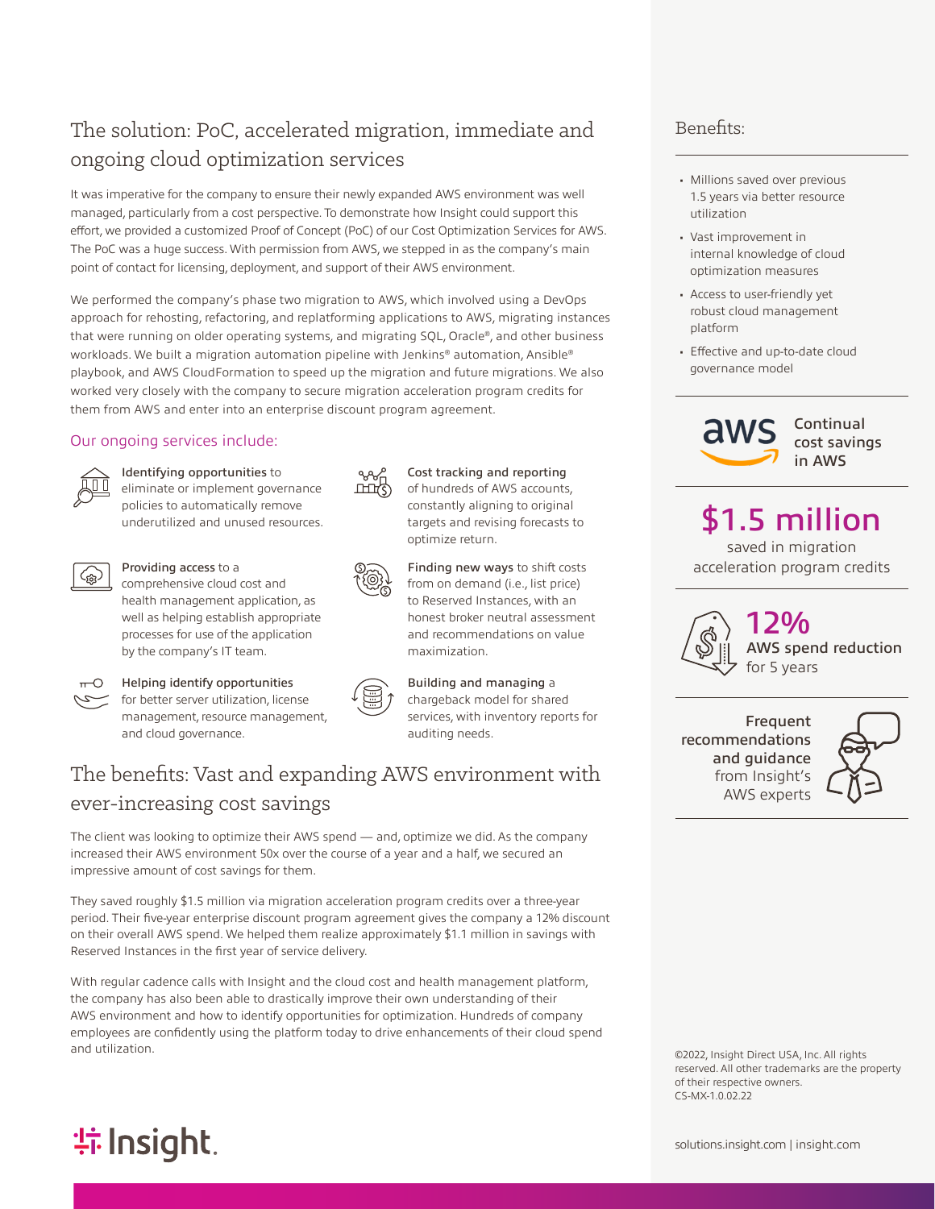## The solution: PoC, accelerated migration, immediate and ongoing cloud optimization services

It was imperative for the company to ensure their newly expanded AWS environment was well managed, particularly from a cost perspective. To demonstrate how Insight could support this effort, we provided a customized Proof of Concept (PoC) of our Cost Optimization Services for AWS. The PoC was a huge success. With permission from AWS, we stepped in as the company's main point of contact for licensing, deployment, and support of their AWS environment.

We performed the company's phase two migration to AWS, which involved using a DevOps approach for rehosting, refactoring, and replatforming applications to AWS, migrating instances that were running on older operating systems, and migrating SQL, Oracle®, and other business workloads. We built a migration automation pipeline with Jenkins® automation, Ansible® playbook, and AWS CloudFormation to speed up the migration and future migrations. We also worked very closely with the company to secure migration acceleration program credits for them from AWS and enter into an enterprise discount program agreement.

### Our ongoing services include:

**Identifying opportunities** to eliminate or implement governance policies to automatically remove underutilized and unused resources.

**Providing access** to a comprehensive cloud cost and health management application, as well as helping establish appropriate processes for use of the application by the company's IT team.

**Helping identify opportunities** for better server utilization, license management, resource management, and cloud governance.

**Cost tracking and reporting** of hundreds of AWS accounts, constantly aligning to original targets and revising forecasts to optimize return.

**Finding new ways** to shift costs from on demand (i.e., list price) to Reserved Instances, with an honest broker neutral assessment and recommendations on value maximization.

**Building and managing** a chargeback model for shared services, with inventory reports for auditing needs.

## The benefits: Vast and expanding AWS environment with ever-increasing cost savings

The client was looking to optimize their AWS spend — and, optimize we did. As the company increased their AWS environment 50x over the course of a year and a half, we secured an impressive amount of cost savings for them.

They saved roughly $1.5 million via migration acceleration program credits over a three-year period. Their five-year enterprise discount program agreement gives the company a 12% discount on their overall AWS spend. We helped them realize approximately $1.1 million in savings with Reserved Instances in the first year of service delivery.

With regular cadence calls with Insight and the cloud cost and health management platform, the company has also been able to drastically improve their own understanding of their AWS environment and how to identify opportunities for optimization. Hundreds of company employees are confidently using the platform today to drive enhancements of their cloud spend and utilization.

### Benefits:

- Millions saved over previous 1.5 years via better resource utilization
- Vast improvement in internal knowledge of cloud optimization measures
- Access to user-friendly yet robust cloud management platform
- Effective and up-to-date cloud governance model

aws Continual cost savings in AWS

**$1.5 million** saved in migration acceleration program credits

**12%** AWS spend reduction for 5 years

**Frequent recommendations and guidance** from Insight's AWS experts

©2022, Insight Direct USA, Inc. All rights reserved. All other trademarks are the property of their respective owners. CS-MX-1.0.02.22

Insight.

solutions.insight.com | insight.com